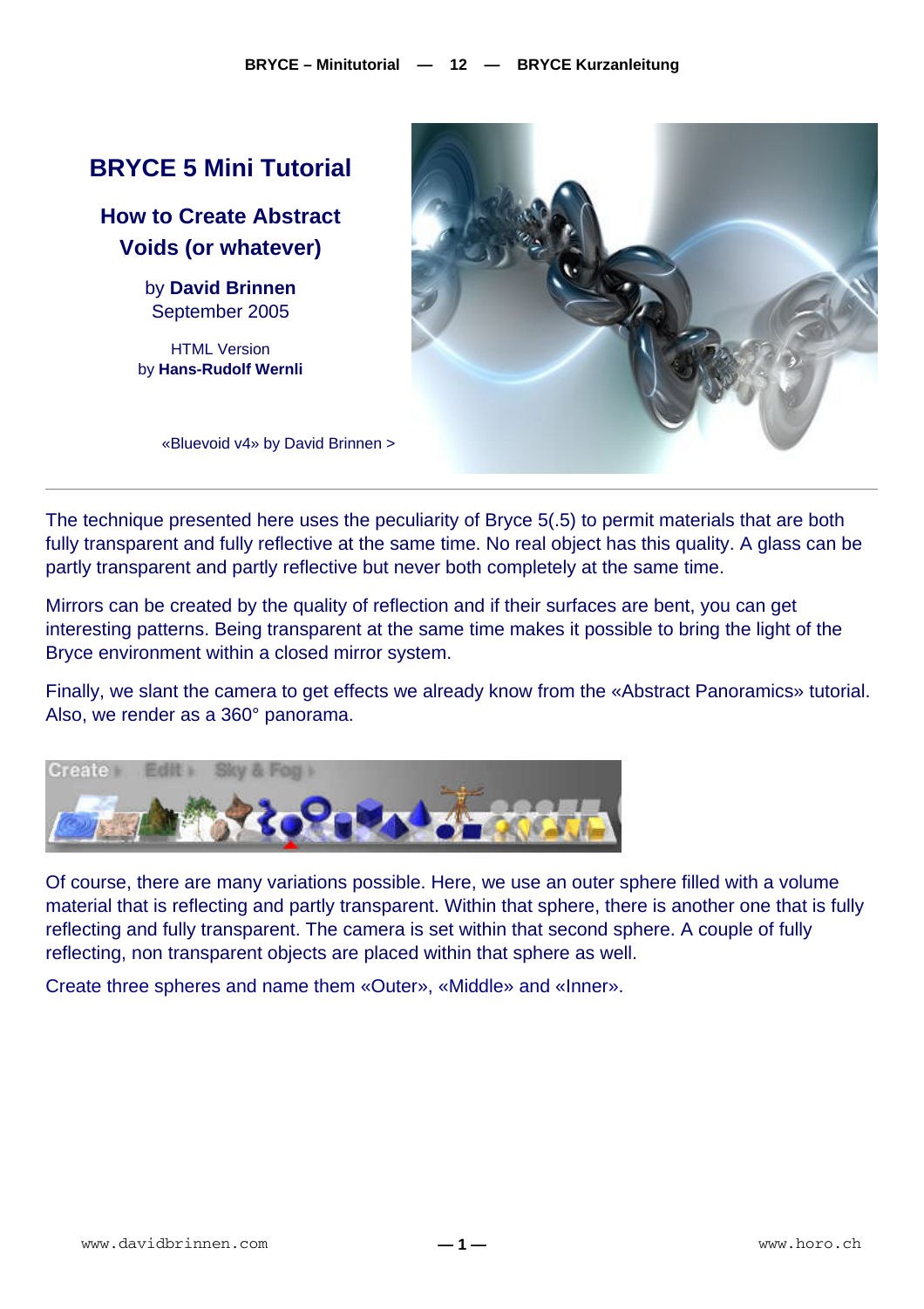# BRYCE 5 Mini Tutorial

## How to Create Abstract Voids (or whatever)

by **David Brinnen**
September 2005

HTML Version
by **Hans-Rudolf Wernli**

«Bluevoid v4» by David Brinnen >

---

The technique presented here uses the peculiarity of Bryce 5(.5) to permit materials that are both fully transparent and fully reflective at the same time. No real object has this quality. A glass can be partly transparent and partly reflective but never both completely at the same time.

Mirrors can be created by the quality of reflection and if their surfaces are bent, you can get interesting patterns. Being transparent at the same time makes it possible to bring the light of the Bryce environment within a closed mirror system.

Finally, we slant the camera to get effects we already know from the «Abstract Panoramics» tutorial. Also, we render as a 360° panorama.

Of course, there are many variations possible. Here, we use an outer sphere filled with a volume material that is reflecting and partly transparent. Within that sphere, there is another one that is fully reflecting and fully transparent. The camera is set within that second sphere. A couple of fully reflecting, non transparent objects are placed within that sphere as well.

Create three spheres and name them «Outer», «Middle» and «Inner».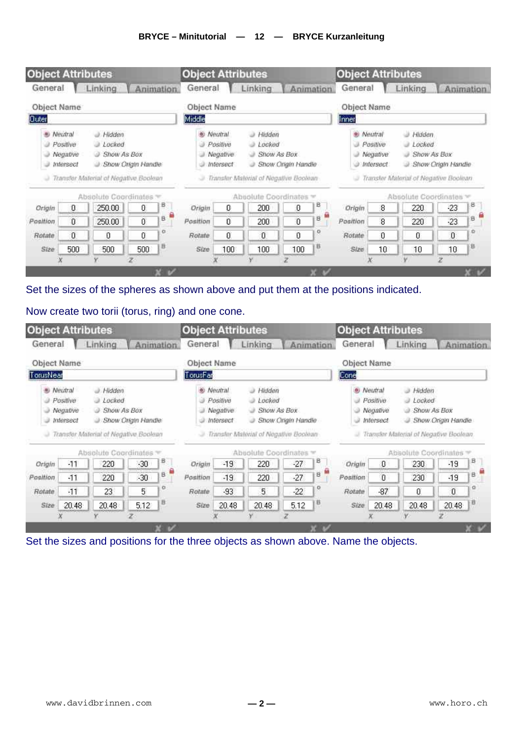**Object Attributes** — General | Linking | Animation

| Object Name | Outer | | | Middle | | | Inner | | |
|---|---|---|---|---|---|---|---|---|---|
| | X | Y | Z | X | Y | Z | X | Y | Z |
| Origin | 0 | 250.00 | 0 | 0 | 200 | 0 | 8 | 220 | -23 |
| Position | 0 | 250.00 | 0 | 0 | 200 | 0 | 8 | 220 | -23 |
| Rotate | 0 | 0 | 0 | 0 | 0 | 0 | 0 | 0 | 0 |
| Size | 500 | 500 | 500 | 100 | 100 | 100 | 10 | 10 | 10 |

(Neutral selected; Hidden, Locked, Show As Box, Show Origin Handle unchecked; Transfer Material of Negative Boolean; Absolute Coordinates)

Set the sizes of the spheres as shown above and put them at the positions indicated.

Now create two torii (torus, ring) and one cone.

**Object Attributes** — General | Linking | Animation

| Object Name | TorusNear | | | TorusFar | | | Cone | | |
|---|---|---|---|---|---|---|---|---|---|
| | X | Y | Z | X | Y | Z | X | Y | Z |
| Origin | -11 | 220 | -30 | -19 | 220 | -27 | 0 | 230 | -19 |
| Position | -11 | 220 | -30 | -19 | 220 | -27 | 0 | 230 | -19 |
| Rotate | -11 | 23 | 5 | -93 | 5 | -22 | -87 | 0 | 0 |
| Size | 20.48 | 20.48 | 5.12 | 20.48 | 20.48 | 5.12 | 20.48 | 20.48 | 20.48 |

(Neutral selected; Hidden, Locked, Show As Box, Show Origin Handle unchecked; Transfer Material of Negative Boolean; Absolute Coordinates)

Set the sizes and positions for the three objects as shown above. Name the objects.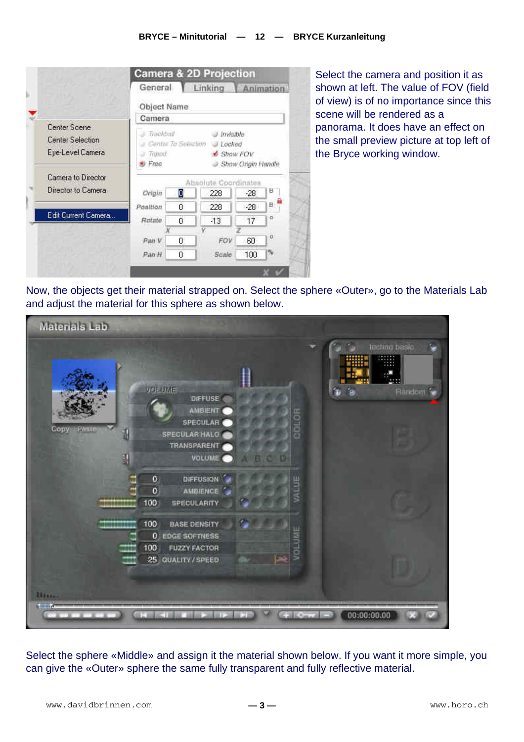Select the camera and position it as shown at left. The value of FOV (field of view) is of no importance since this scene will be rendered as a panorama. It does have an effect on the small preview picture at top left of the Bryce working window.

Now, the objects get their material strapped on. Select the sphere «Outer», go to the Materials Lab and adjust the material for this sphere as shown below.

Select the sphere «Middle» and assign it the material shown below. If you want it more simple, you can give the «Outer» sphere the same fully transparent and fully reflective material.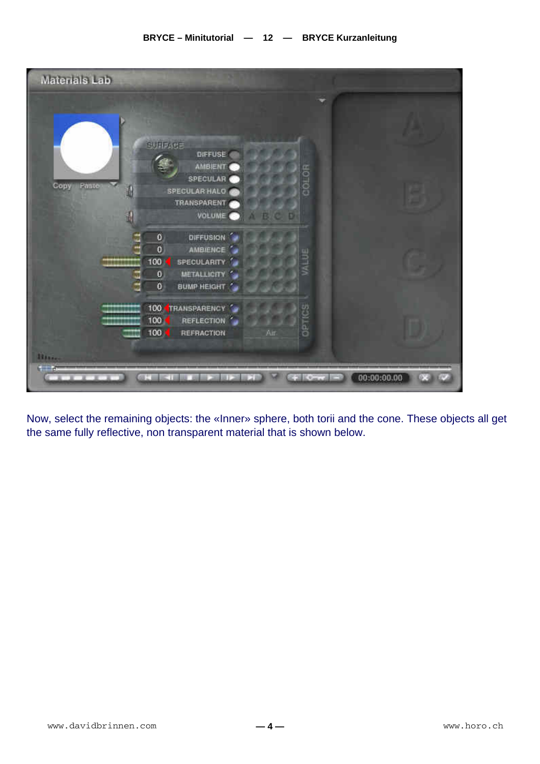Now, select the remaining objects: the «Inner» sphere, both torii and the cone. These objects all get the same fully reflective, non transparent material that is shown below.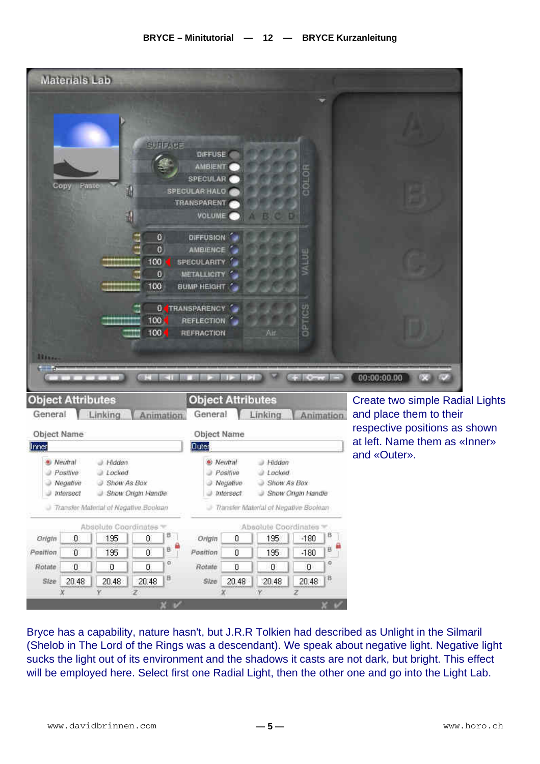Create two simple Radial Lights and place them to their respective positions as shown at left. Name them as «Inner» and «Outer».

Bryce has a capability, nature hasn't, but J.R.R Tolkien had described as Unlight in the Silmaril (Shelob in The Lord of the Rings was a descendant). We speak about negative light. Negative light sucks the light out of its environment and the shadows it casts are not dark, but bright. This effect will be employed here. Select first one Radial Light, then the other one and go into the Light Lab.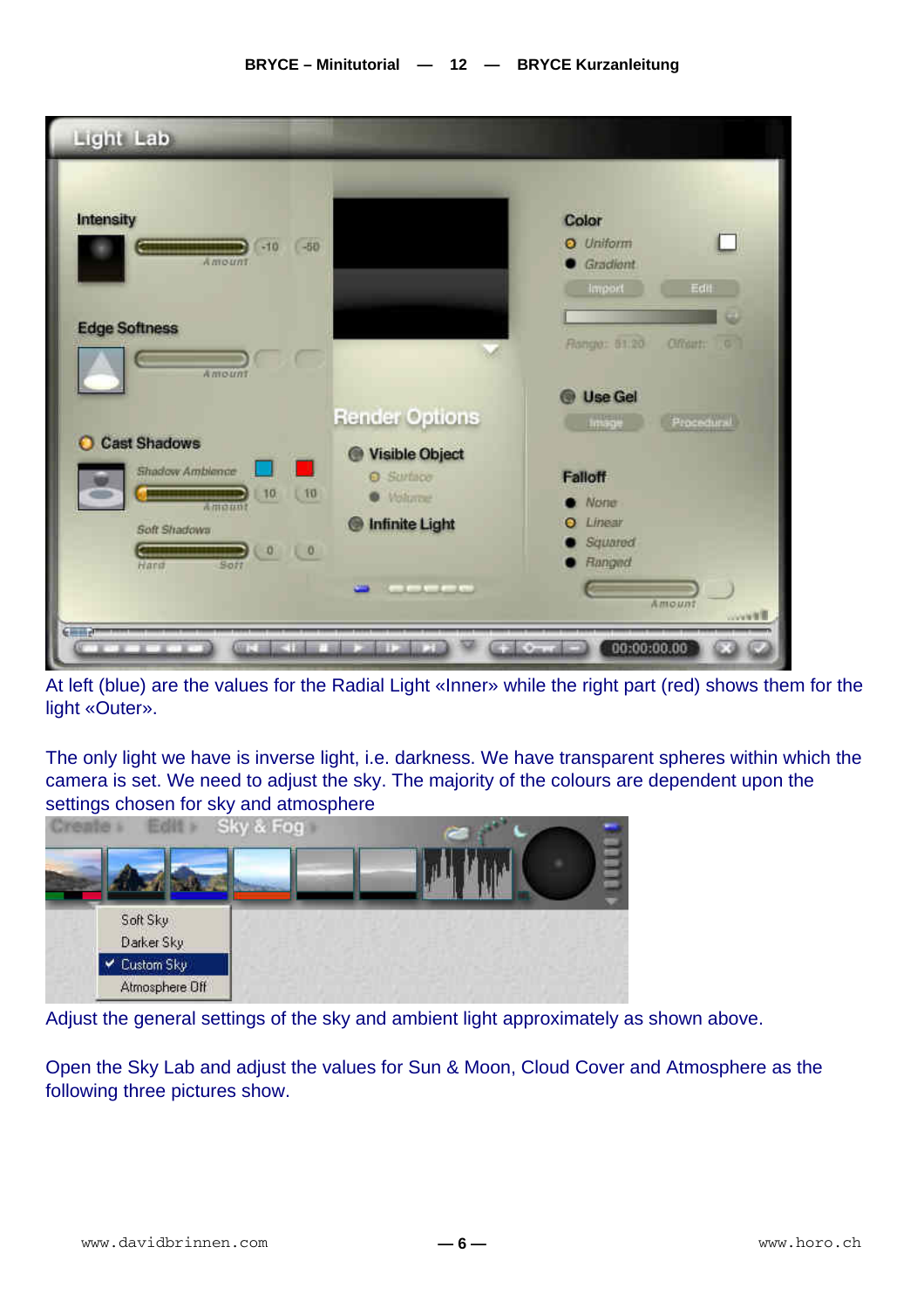At left (blue) are the values for the Radial Light «Inner» while the right part (red) shows them for the light «Outer».

The only light we have is inverse light, i.e. darkness. We have transparent spheres within which the camera is set. We need to adjust the sky. The majority of the colours are dependent upon the settings chosen for sky and atmosphere

Adjust the general settings of the sky and ambient light approximately as shown above.

Open the Sky Lab and adjust the values for Sun & Moon, Cloud Cover and Atmosphere as the following three pictures show.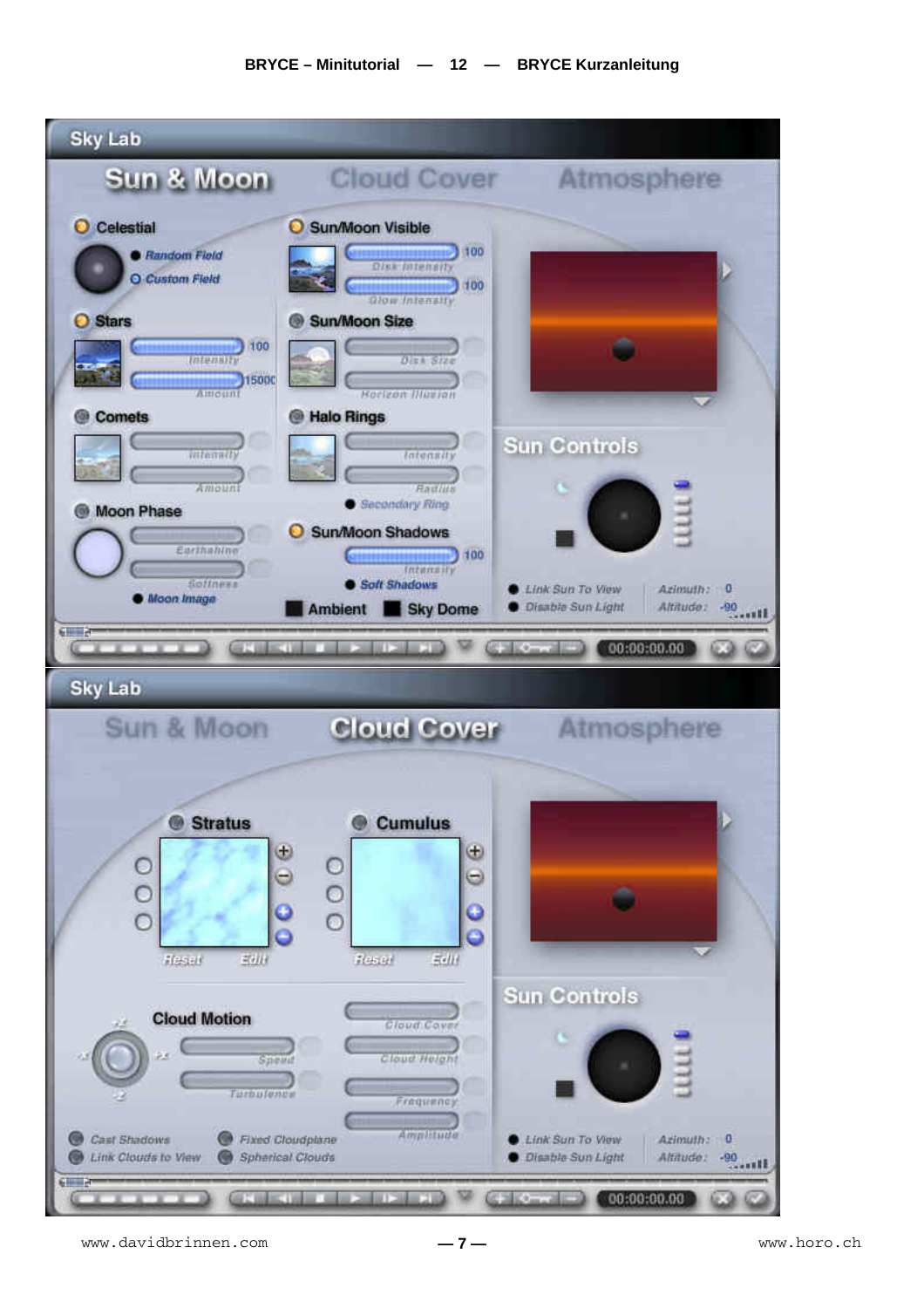**BRYCE – Minitutorial — 12 — BRYCE Kurzanleitung**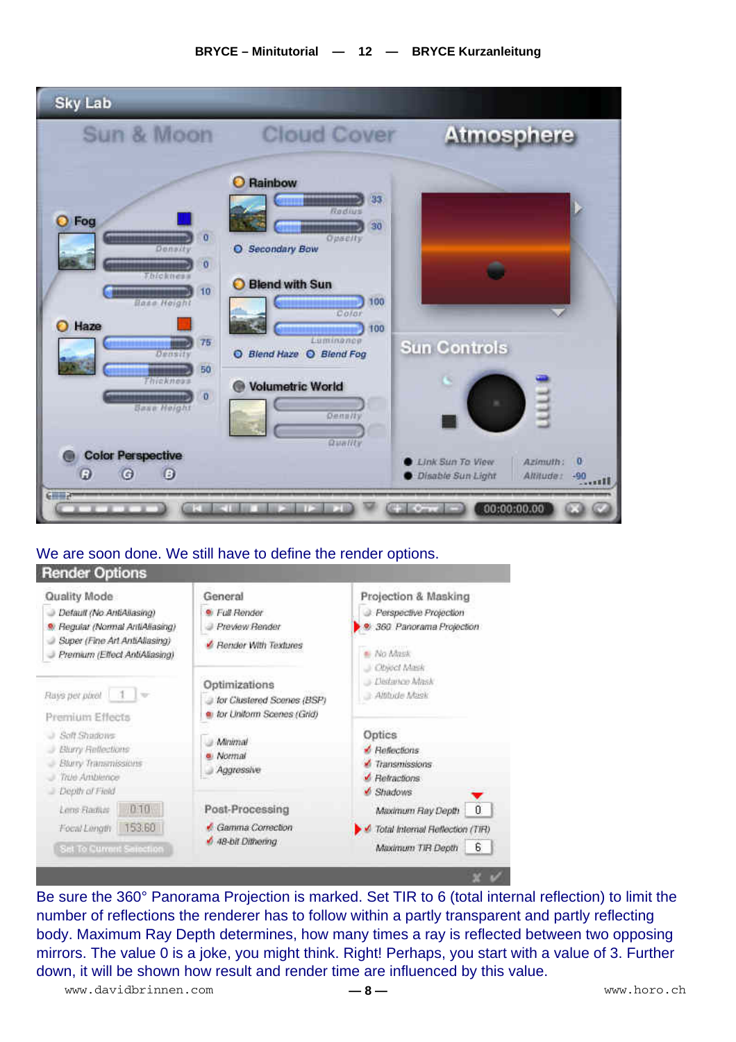We are soon done. We still have to define the render options.

Be sure the 360° Panorama Projection is marked. Set TIR to 6 (total internal reflection) to limit the number of reflections the renderer has to follow within a partly transparent and partly reflecting body. Maximum Ray Depth determines, how many times a ray is reflected between two opposing mirrors. The value 0 is a joke, you might think. Right! Perhaps, you start with a value of 3. Further down, it will be shown how result and render time are influenced by this value.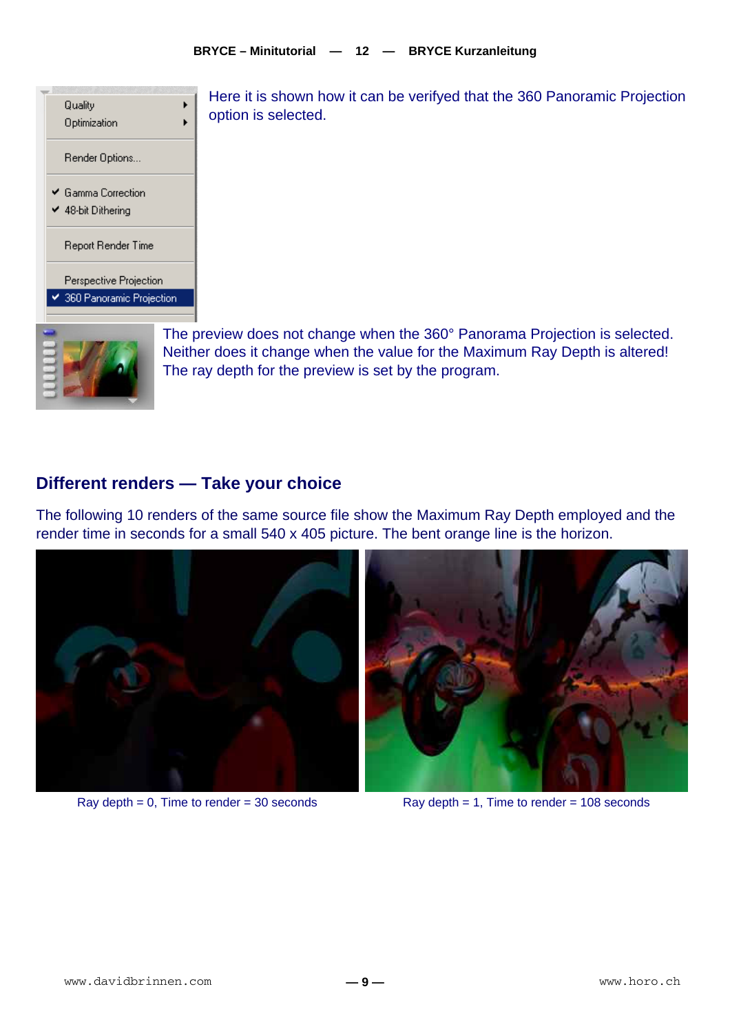Here it is shown how it can be verifyed that the 360 Panoramic Projection option is selected.

The preview does not change when the 360° Panorama Projection is selected. Neither does it change when the value for the Maximum Ray Depth is altered! The ray depth for the preview is set by the program.

## Different renders — Take your choice

The following 10 renders of the same source file show the Maximum Ray Depth employed and the render time in seconds for a small 540 x 405 picture. The bent orange line is the horizon.

Ray depth = 0, Time to render = 30 seconds

Ray depth = 1, Time to render = 108 seconds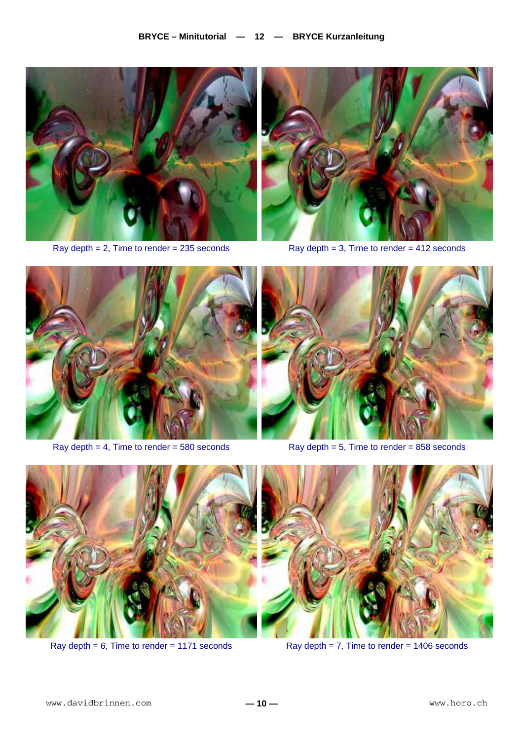Ray depth = 2, Time to render = 235 seconds

Ray depth = 3, Time to render = 412 seconds

Ray depth = 4, Time to render = 580 seconds

Ray depth = 5, Time to render = 858 seconds

Ray depth = 6, Time to render = 1171 seconds

Ray depth = 7, Time to render = 1406 seconds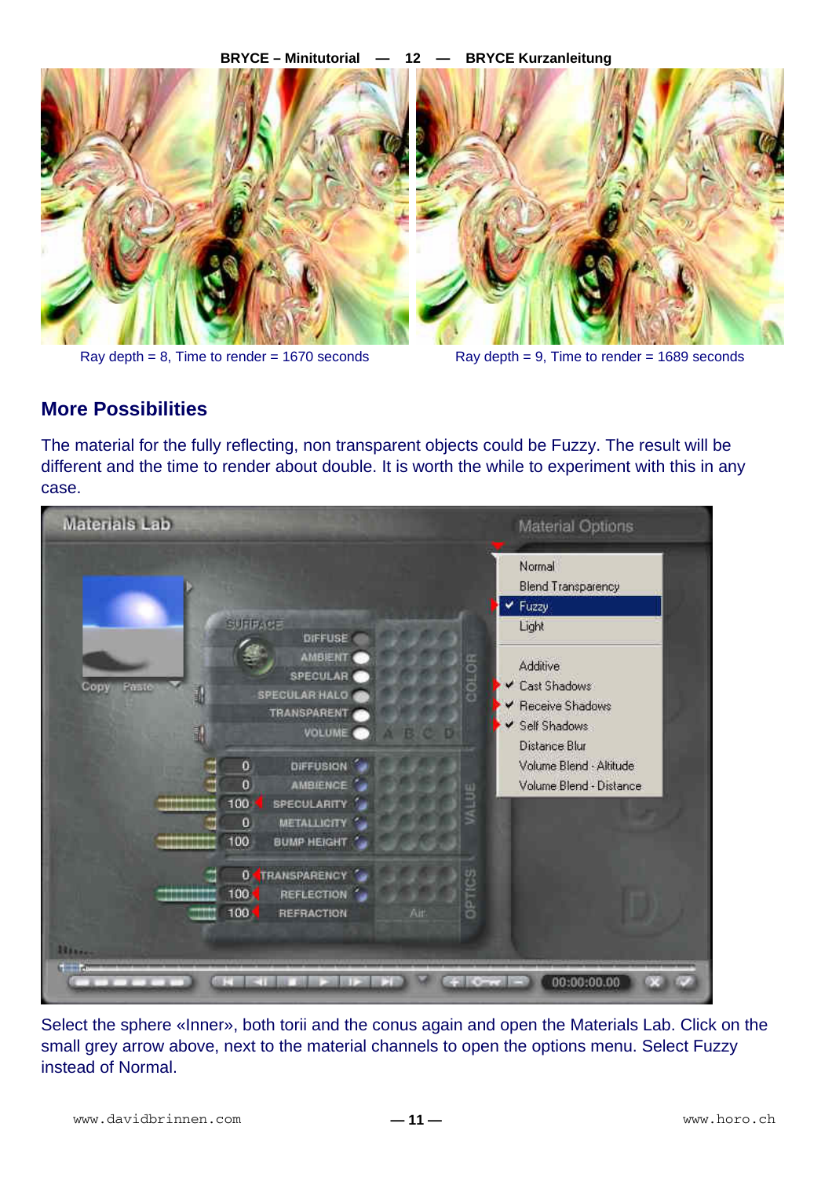Ray depth = 8, Time to render = 1670 seconds

Ray depth = 9, Time to render = 1689 seconds

## More Possibilities

The material for the fully reflecting, non transparent objects could be Fuzzy. The result will be different and the time to render about double. It is worth the while to experiment with this in any case.

Select the sphere «Inner», both torii and the conus again and open the Materials Lab. Click on the small grey arrow above, next to the material channels to open the options menu. Select Fuzzy instead of Normal.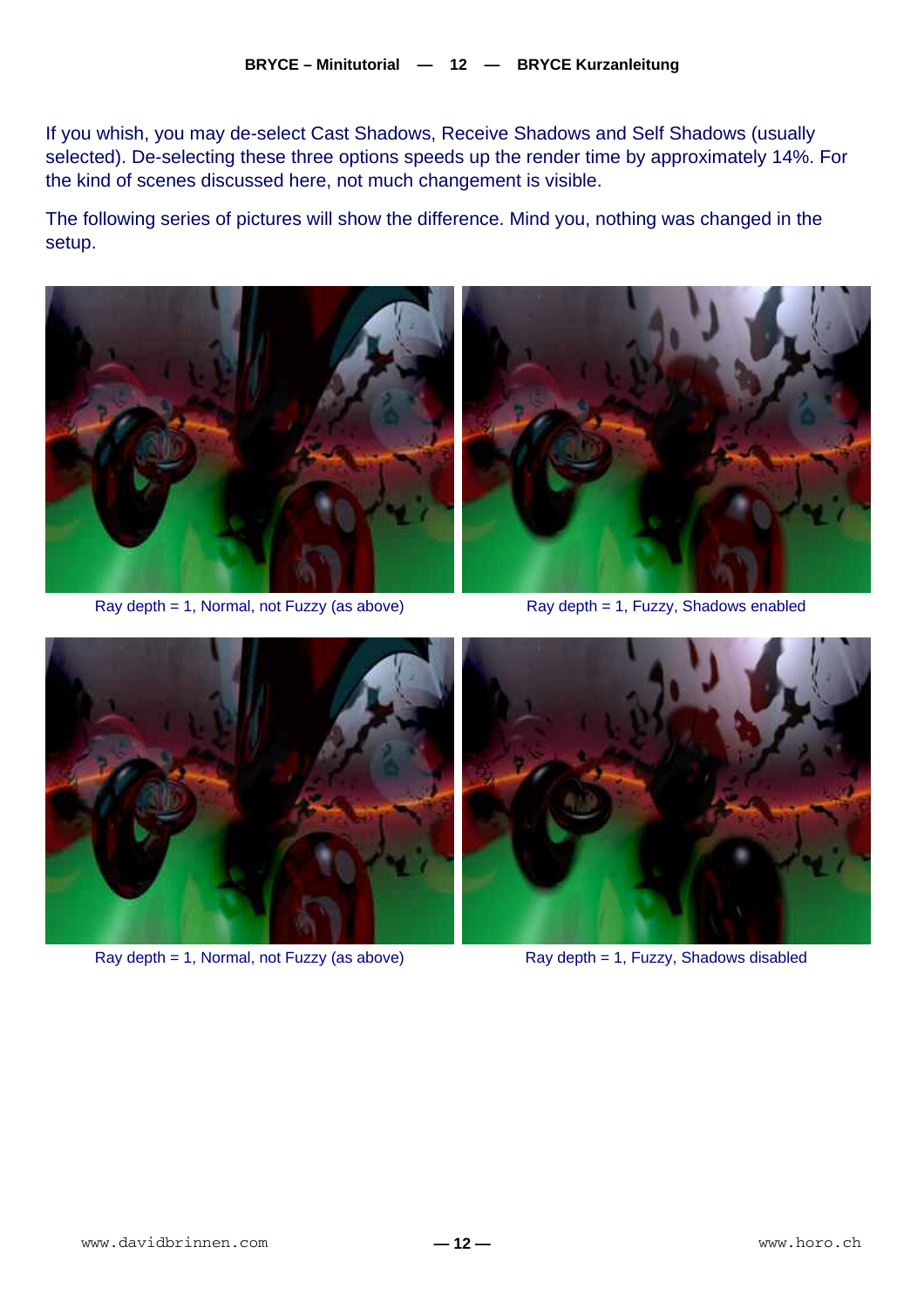If you whish, you may de-select Cast Shadows, Receive Shadows and Self Shadows (usually selected). De-selecting these three options speeds up the render time by approximately 14%. For the kind of scenes discussed here, not much changement is visible.

The following series of pictures will show the difference. Mind you, nothing was changed in the setup.

Ray depth = 1, Normal, not Fuzzy (as above)

Ray depth = 1, Fuzzy, Shadows enabled

Ray depth = 1, Normal, not Fuzzy (as above)

Ray depth = 1, Fuzzy, Shadows disabled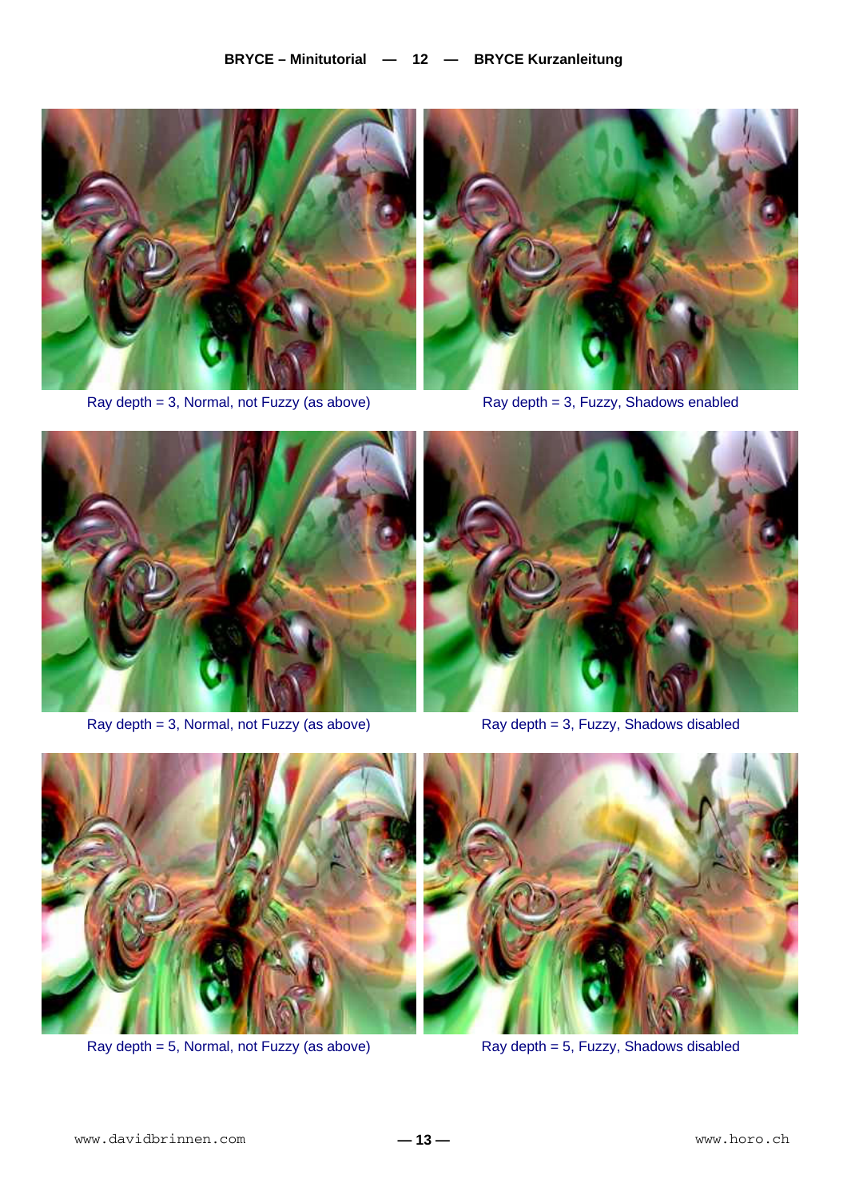Ray depth = 3, Normal, not Fuzzy (as above)

Ray depth = 3, Fuzzy, Shadows enabled

Ray depth = 3, Normal, not Fuzzy (as above)

Ray depth = 3, Fuzzy, Shadows disabled

Ray depth = 5, Normal, not Fuzzy (as above)

Ray depth = 5, Fuzzy, Shadows disabled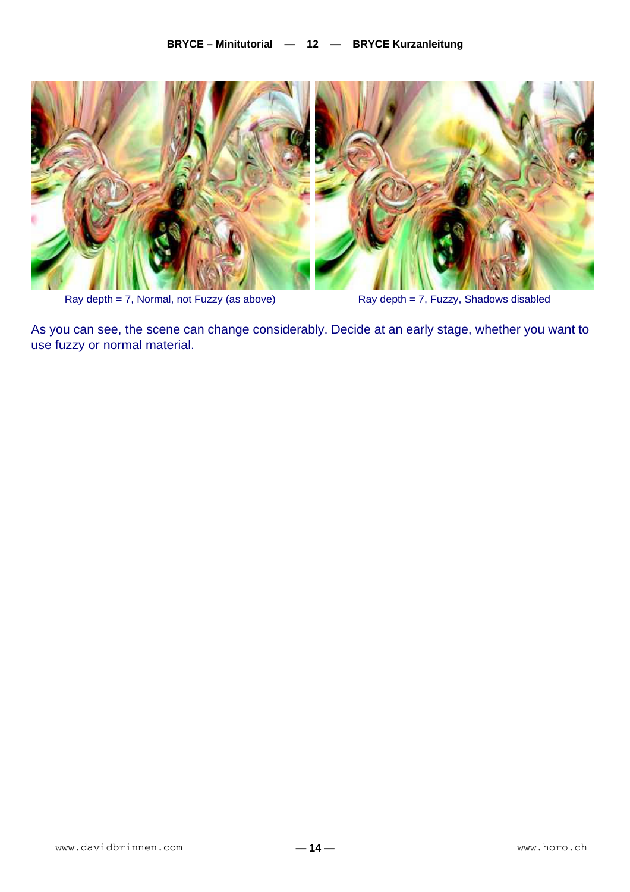Ray depth = 7, Normal, not Fuzzy (as above)

Ray depth = 7, Fuzzy, Shadows disabled

As you can see, the scene can change considerably. Decide at an early stage, whether you want to use fuzzy or normal material.